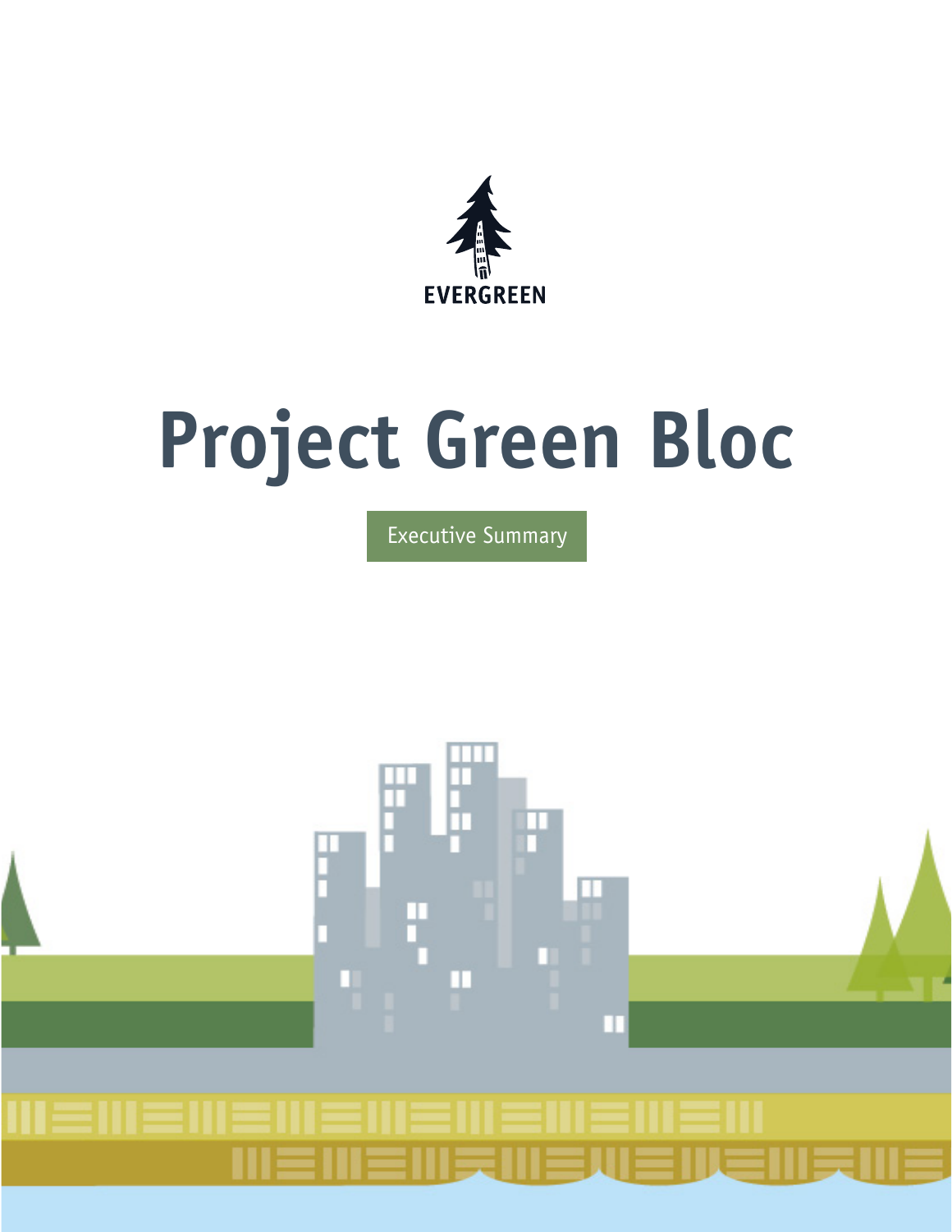EVERGREEN

# Project Green Bloc

Executive Summary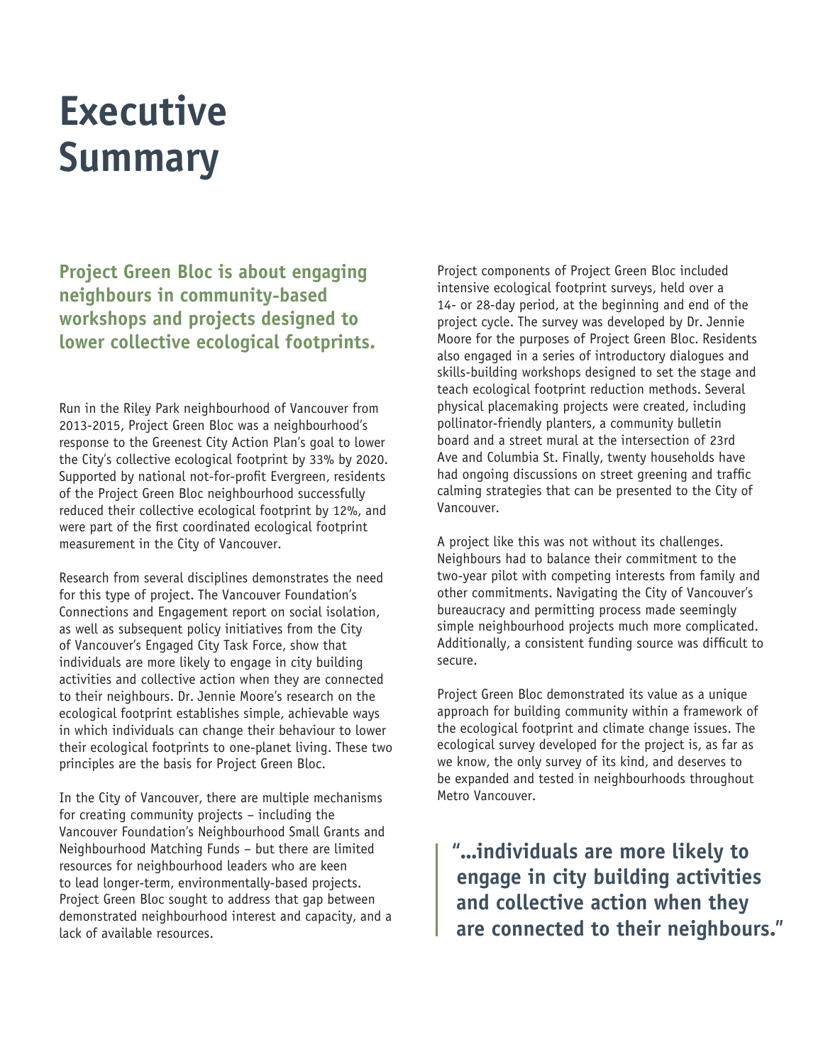# Executive Summary

**Project Green Bloc is about engaging neighbours in community-based workshops and projects designed to lower collective ecological footprints.**

Run in the Riley Park neighbourhood of Vancouver from 2013-2015, Project Green Bloc was a neighbourhood's response to the Greenest City Action Plan's goal to lower the City's collective ecological footprint by 33% by 2020. Supported by national not-for-profit Evergreen, residents of the Project Green Bloc neighbourhood successfully reduced their collective ecological footprint by 12%, and were part of the first coordinated ecological footprint measurement in the City of Vancouver.

Research from several disciplines demonstrates the need for this type of project. The Vancouver Foundation's Connections and Engagement report on social isolation, as well as subsequent policy initiatives from the City of Vancouver's Engaged City Task Force, show that individuals are more likely to engage in city building activities and collective action when they are connected to their neighbours. Dr. Jennie Moore's research on the ecological footprint establishes simple, achievable ways in which individuals can change their behaviour to lower their ecological footprints to one-planet living. These two principles are the basis for Project Green Bloc.

In the City of Vancouver, there are multiple mechanisms for creating community projects – including the Vancouver Foundation's Neighbourhood Small Grants and Neighbourhood Matching Funds – but there are limited resources for neighbourhood leaders who are keen to lead longer-term, environmentally-based projects. Project Green Bloc sought to address that gap between demonstrated neighbourhood interest and capacity, and a lack of available resources.

Project components of Project Green Bloc included intensive ecological footprint surveys, held over a 14- or 28-day period, at the beginning and end of the project cycle. The survey was developed by Dr. Jennie Moore for the purposes of Project Green Bloc. Residents also engaged in a series of introductory dialogues and skills-building workshops designed to set the stage and teach ecological footprint reduction methods. Several physical placemaking projects were created, including pollinator-friendly planters, a community bulletin board and a street mural at the intersection of 23rd Ave and Columbia St. Finally, twenty households have had ongoing discussions on street greening and traffic calming strategies that can be presented to the City of Vancouver.

A project like this was not without its challenges. Neighbours had to balance their commitment to the two-year pilot with competing interests from family and other commitments. Navigating the City of Vancouver's bureaucracy and permitting process made seemingly simple neighbourhood projects much more complicated. Additionally, a consistent funding source was difficult to secure.

Project Green Bloc demonstrated its value as a unique approach for building community within a framework of the ecological footprint and climate change issues. The ecological survey developed for the project is, as far as we know, the only survey of its kind, and deserves to be expanded and tested in neighbourhoods throughout Metro Vancouver.

> **"...individuals are more likely to engage in city building activities and collective action when they are connected to their neighbours."**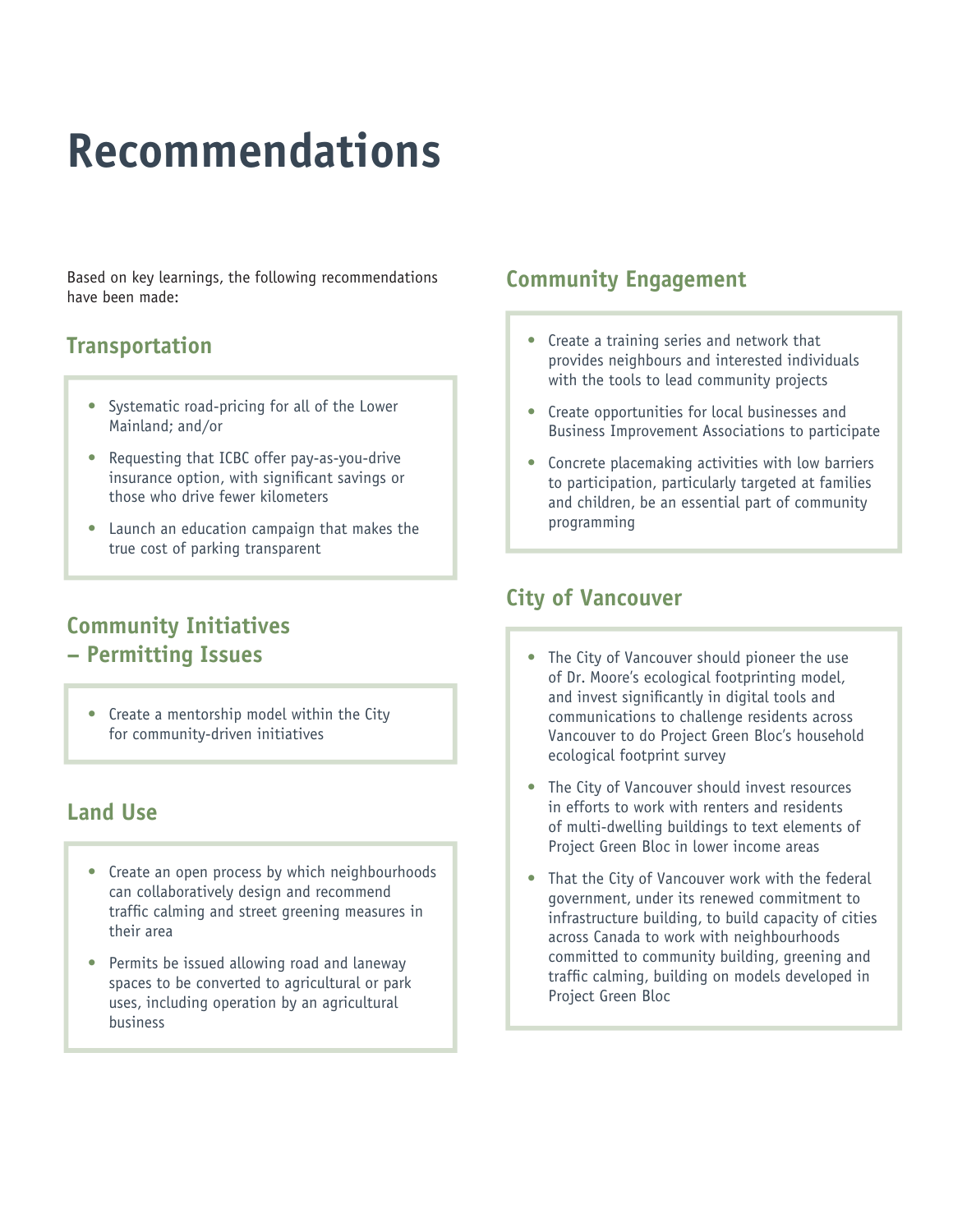# Recommendations

Based on key learnings, the following recommendations have been made:

## Transportation

- Systematic road-pricing for all of the Lower Mainland; and/or
- Requesting that ICBC offer pay-as-you-drive insurance option, with significant savings or those who drive fewer kilometers
- Launch an education campaign that makes the true cost of parking transparent

## Community Initiatives – Permitting Issues

- Create a mentorship model within the City for community-driven initiatives

## Land Use

- Create an open process by which neighbourhoods can collaboratively design and recommend traffic calming and street greening measures in their area
- Permits be issued allowing road and laneway spaces to be converted to agricultural or park uses, including operation by an agricultural business

## Community Engagement

- Create a training series and network that provides neighbours and interested individuals with the tools to lead community projects
- Create opportunities for local businesses and Business Improvement Associations to participate
- Concrete placemaking activities with low barriers to participation, particularly targeted at families and children, be an essential part of community programming

## City of Vancouver

- The City of Vancouver should pioneer the use of Dr. Moore's ecological footprinting model, and invest significantly in digital tools and communications to challenge residents across Vancouver to do Project Green Bloc's household ecological footprint survey
- The City of Vancouver should invest resources in efforts to work with renters and residents of multi-dwelling buildings to text elements of Project Green Bloc in lower income areas
- That the City of Vancouver work with the federal government, under its renewed commitment to infrastructure building, to build capacity of cities across Canada to work with neighbourhoods committed to community building, greening and traffic calming, building on models developed in Project Green Bloc